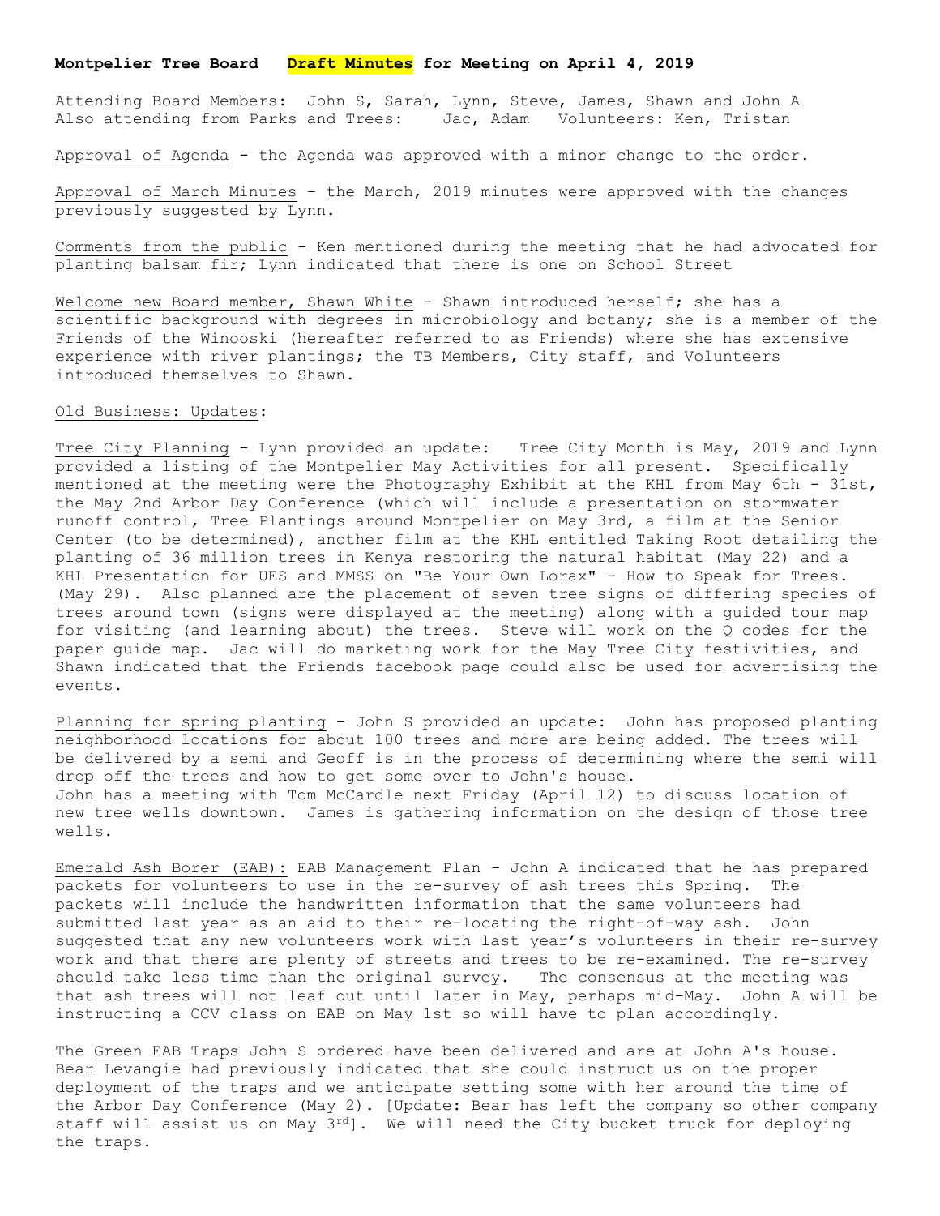**Montpelier Tree Board** **Draft Minutes** **for Meeting on April 4, 2019**

Attending Board Members: John S, Sarah, Lynn, Steve, James, Shawn and John A
Also attending from Parks and Trees: Jac, Adam Volunteers: Ken, Tristan

<u>Approval of Agenda</u> - the Agenda was approved with a minor change to the order.

<u>Approval of March Minutes</u> - the March, 2019 minutes were approved with the changes previously suggested by Lynn.

<u>Comments from the public</u> - Ken mentioned during the meeting that he had advocated for planting balsam fir; Lynn indicated that there is one on School Street

<u>Welcome new Board member, Shawn White</u> - Shawn introduced herself; she has a scientific background with degrees in microbiology and botany; she is a member of the Friends of the Winooski (hereafter referred to as Friends) where she has extensive experience with river plantings; the TB Members, City staff, and Volunteers introduced themselves to Shawn.

<u>Old Business: Updates</u>:

<u>Tree City Planning</u> - Lynn provided an update: Tree City Month is May, 2019 and Lynn provided a listing of the Montpelier May Activities for all present. Specifically mentioned at the meeting were the Photography Exhibit at the KHL from May 6th - 31st, the May 2nd Arbor Day Conference (which will include a presentation on stormwater runoff control, Tree Plantings around Montpelier on May 3rd, a film at the Senior Center (to be determined), another film at the KHL entitled Taking Root detailing the planting of 36 million trees in Kenya restoring the natural habitat (May 22) and a KHL Presentation for UES and MMSS on "Be Your Own Lorax" - How to Speak for Trees. (May 29). Also planned are the placement of seven tree signs of differing species of trees around town (signs were displayed at the meeting) along with a guided tour map for visiting (and learning about) the trees. Steve will work on the Q codes for the paper guide map. Jac will do marketing work for the May Tree City festivities, and Shawn indicated that the Friends facebook page could also be used for advertising the events.

<u>Planning for spring planting</u> - John S provided an update: John has proposed planting neighborhood locations for about 100 trees and more are being added. The trees will be delivered by a semi and Geoff is in the process of determining where the semi will drop off the trees and how to get some over to John's house.
John has a meeting with Tom McCardle next Friday (April 12) to discuss location of new tree wells downtown. James is gathering information on the design of those tree wells.

<u>Emerald Ash Borer (EAB):</u> EAB Management Plan - John A indicated that he has prepared packets for volunteers to use in the re-survey of ash trees this Spring. The packets will include the handwritten information that the same volunteers had submitted last year as an aid to their re-locating the right-of-way ash. John suggested that any new volunteers work with last year's volunteers in their re-survey work and that there are plenty of streets and trees to be re-examined. The re-survey should take less time than the original survey. The consensus at the meeting was that ash trees will not leaf out until later in May, perhaps mid-May. John A will be instructing a CCV class on EAB on May 1st so will have to plan accordingly.

The <u>Green EAB Traps</u> John S ordered have been delivered and are at John A's house. Bear Levangie had previously indicated that she could instruct us on the proper deployment of the traps and we anticipate setting some with her around the time of the Arbor Day Conference (May 2). [Update: Bear has left the company so other company staff will assist us on May 3rd]. We will need the City bucket truck for deploying the traps.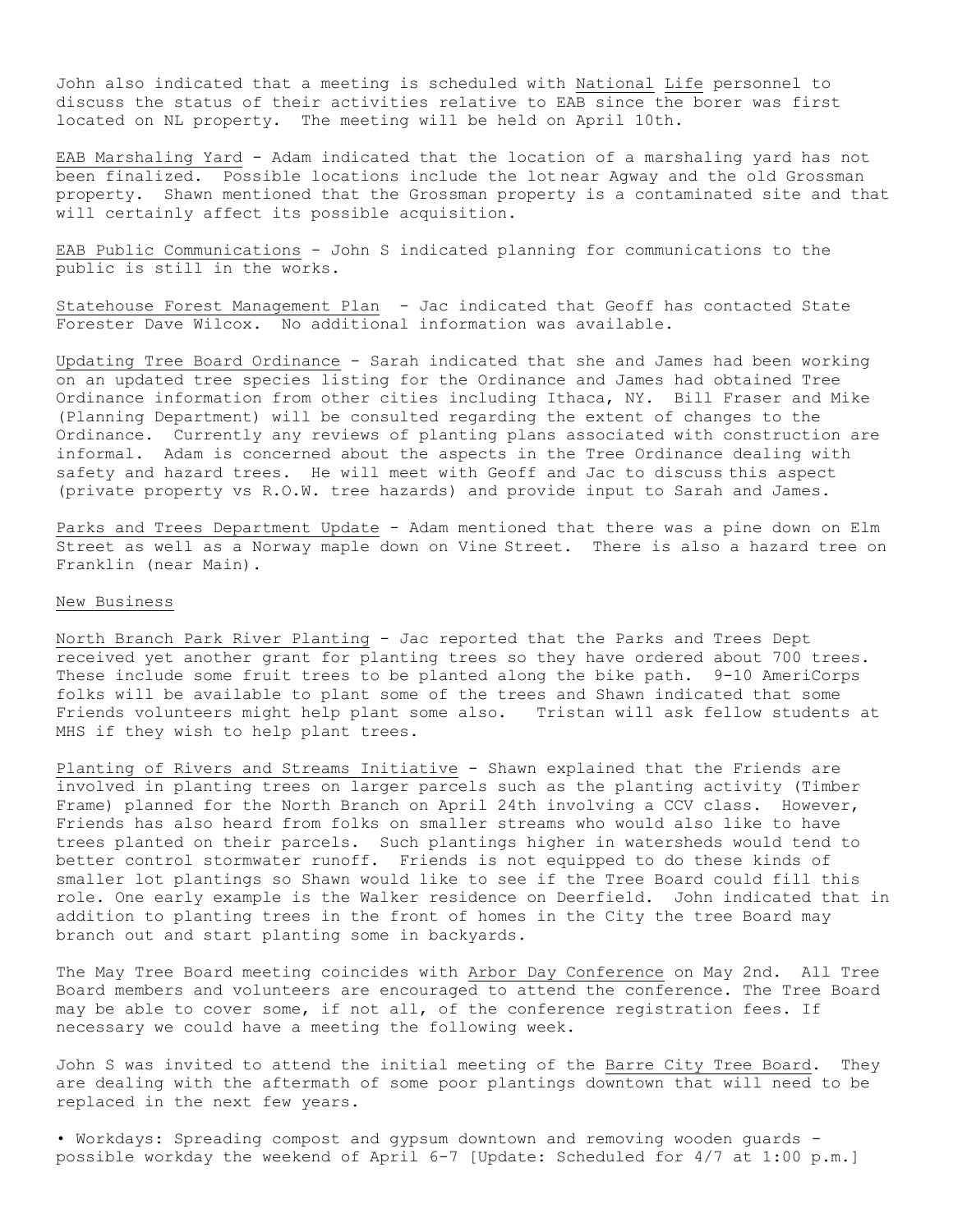John also indicated that a meeting is scheduled with National Life personnel to discuss the status of their activities relative to EAB since the borer was first located on NL property. The meeting will be held on April 10th.

EAB Marshaling Yard - Adam indicated that the location of a marshaling yard has not been finalized. Possible locations include the lot near Agway and the old Grossman property. Shawn mentioned that the Grossman property is a contaminated site and that will certainly affect its possible acquisition.

EAB Public Communications - John S indicated planning for communications to the public is still in the works.

Statehouse Forest Management Plan - Jac indicated that Geoff has contacted State Forester Dave Wilcox. No additional information was available.

Updating Tree Board Ordinance - Sarah indicated that she and James had been working on an updated tree species listing for the Ordinance and James had obtained Tree Ordinance information from other cities including Ithaca, NY. Bill Fraser and Mike (Planning Department) will be consulted regarding the extent of changes to the Ordinance. Currently any reviews of planting plans associated with construction are informal. Adam is concerned about the aspects in the Tree Ordinance dealing with safety and hazard trees. He will meet with Geoff and Jac to discuss this aspect (private property vs R.O.W. tree hazards) and provide input to Sarah and James.

Parks and Trees Department Update - Adam mentioned that there was a pine down on Elm Street as well as a Norway maple down on Vine Street. There is also a hazard tree on Franklin (near Main).

New Business

North Branch Park River Planting - Jac reported that the Parks and Trees Dept received yet another grant for planting trees so they have ordered about 700 trees. These include some fruit trees to be planted along the bike path. 9-10 AmeriCorps folks will be available to plant some of the trees and Shawn indicated that some Friends volunteers might help plant some also. Tristan will ask fellow students at MHS if they wish to help plant trees.

Planting of Rivers and Streams Initiative - Shawn explained that the Friends are involved in planting trees on larger parcels such as the planting activity (Timber Frame) planned for the North Branch on April 24th involving a CCV class. However, Friends has also heard from folks on smaller streams who would also like to have trees planted on their parcels. Such plantings higher in watersheds would tend to better control stormwater runoff. Friends is not equipped to do these kinds of smaller lot plantings so Shawn would like to see if the Tree Board could fill this role. One early example is the Walker residence on Deerfield. John indicated that in addition to planting trees in the front of homes in the City the tree Board may branch out and start planting some in backyards.

The May Tree Board meeting coincides with Arbor Day Conference on May 2nd. All Tree Board members and volunteers are encouraged to attend the conference. The Tree Board may be able to cover some, if not all, of the conference registration fees. If necessary we could have a meeting the following week.

John S was invited to attend the initial meeting of the Barre City Tree Board. They are dealing with the aftermath of some poor plantings downtown that will need to be replaced in the next few years.

- Workdays: Spreading compost and gypsum downtown and removing wooden guards - possible workday the weekend of April 6-7 [Update: Scheduled for 4/7 at 1:00 p.m.]